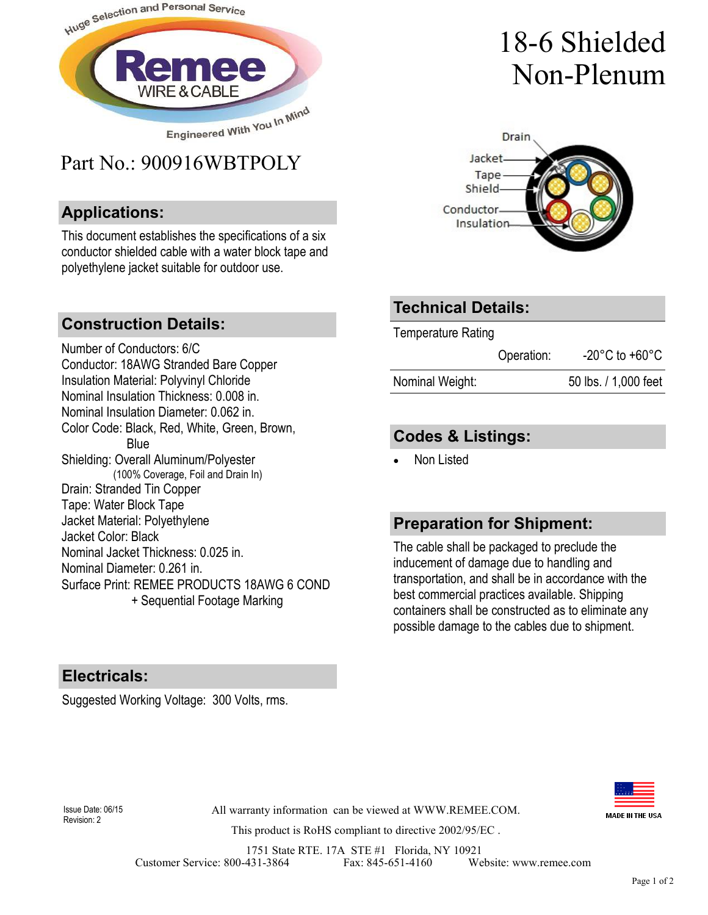# 18-6 Shielded Non-Plenum

Part No.: 900916WBTPOLY

## Applications:

This document establishes the specifications of a six conductor shielded cable with a water block tape and polyethylene jacket suitable for outdoor use.

## Construction Details:

Number of Conductors: 6/C
Conductor: 18AWG Stranded Bare Copper
Insulation Material: Polyvinyl Chloride
Nominal Insulation Thickness: 0.008 in.
Nominal Insulation Diameter: 0.062 in.
Color Code: Black, Red, White, Green, Brown, Blue
Shielding: Overall Aluminum/Polyester (100% Coverage, Foil and Drain In)
Drain: Stranded Tin Copper
Tape: Water Block Tape
Jacket Material: Polyethylene
Jacket Color: Black
Nominal Jacket Thickness: 0.025 in.
Nominal Diameter: 0.261 in.
Surface Print: REMEE PRODUCTS 18AWG 6 COND + Sequential Footage Marking

## Electricals:

Suggested Working Voltage: 300 Volts, rms.

## Technical Details:

| Temperature Rating | | |
|---|---|---|
| | Operation: | -20°C to +60°C |
| Nominal Weight: | | 50 lbs. / 1,000 feet |

## Codes & Listings:

- Non Listed

## Preparation for Shipment:

The cable shall be packaged to preclude the inducement of damage due to handling and transportation, and shall be in accordance with the best commercial practices available. Shipping containers shall be constructed as to eliminate any possible damage to the cables due to shipment.

Issue Date: 06/15
Revision: 2

All warranty information can be viewed at WWW.REMEE.COM.

This product is RoHS compliant to directive 2002/95/EC .

MADE IN THE USA

1751 State RTE. 17A STE #1 Florida, NY 10921
Customer Service: 800-431-3864 Fax: 845-651-4160 Website: www.remee.com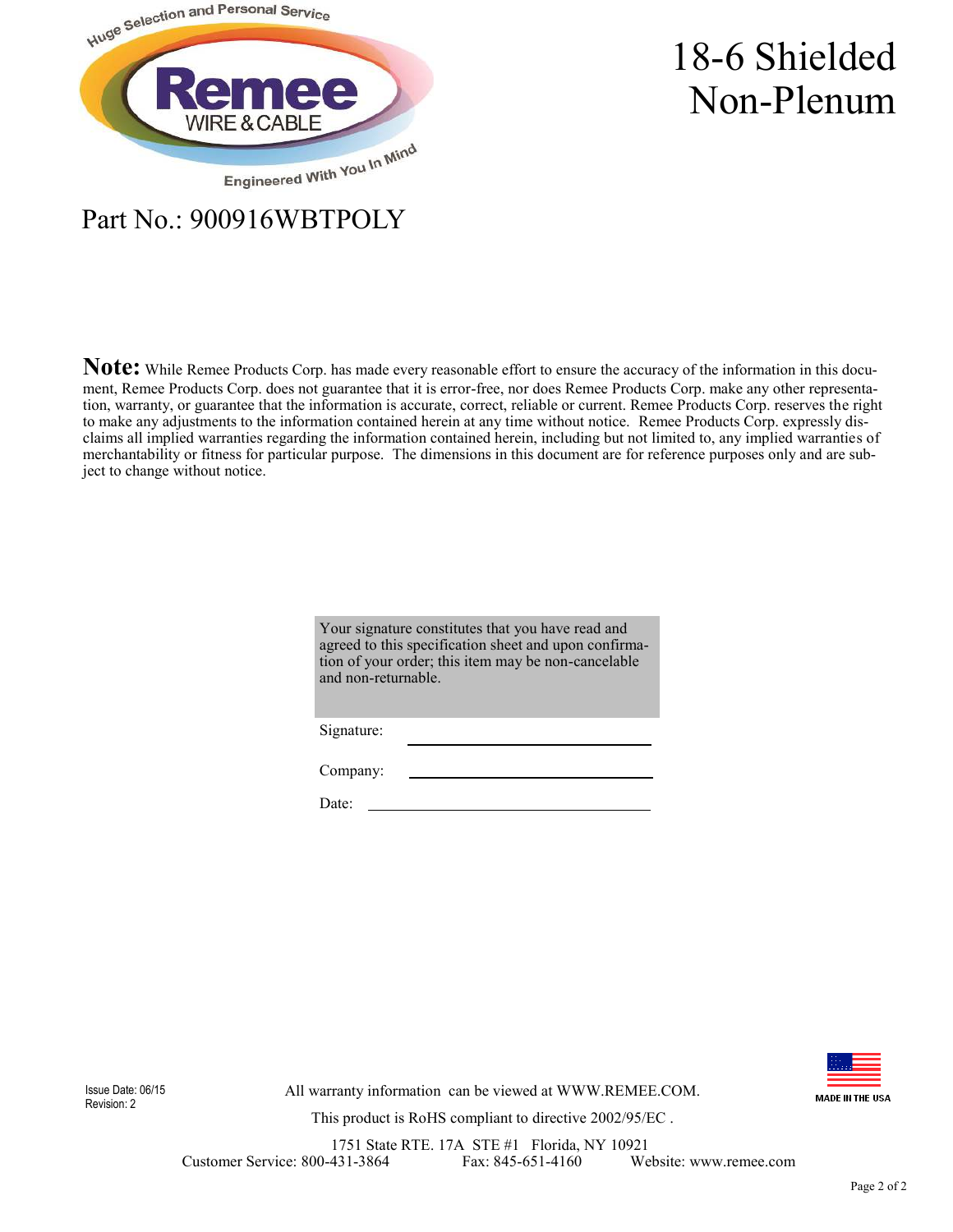Huge Selection and Personal Service

**Remee** WIRE & CABLE

Engineered With You In Mind

# 18-6 Shielded Non-Plenum

Part No.: 900916WBTPOLY

**Note:** While Remee Products Corp. has made every reasonable effort to ensure the accuracy of the information in this document, Remee Products Corp. does not guarantee that it is error-free, nor does Remee Products Corp. make any other representation, warranty, or guarantee that the information is accurate, correct, reliable or current. Remee Products Corp. reserves the right to make any adjustments to the information contained herein at any time without notice. Remee Products Corp. expressly disclaims all implied warranties regarding the information contained herein, including but not limited to, any implied warranties of merchantability or fitness for particular purpose. The dimensions in this document are for reference purposes only and are subject to change without notice.

Your signature constitutes that you have read and agreed to this specification sheet and upon confirmation of your order; this item may be non-cancelable and non-returnable.

Signature: ______________________

Company: ______________________

Date: ______________________

Issue Date: 06/15
Revision: 2

All warranty information can be viewed at WWW.REMEE.COM.

MADE IN THE USA

This product is RoHS compliant to directive 2002/95/EC .

1751 State RTE. 17A STE #1 Florida, NY 10921
Customer Service: 800-431-3864 Fax: 845-651-4160 Website: www.remee.com